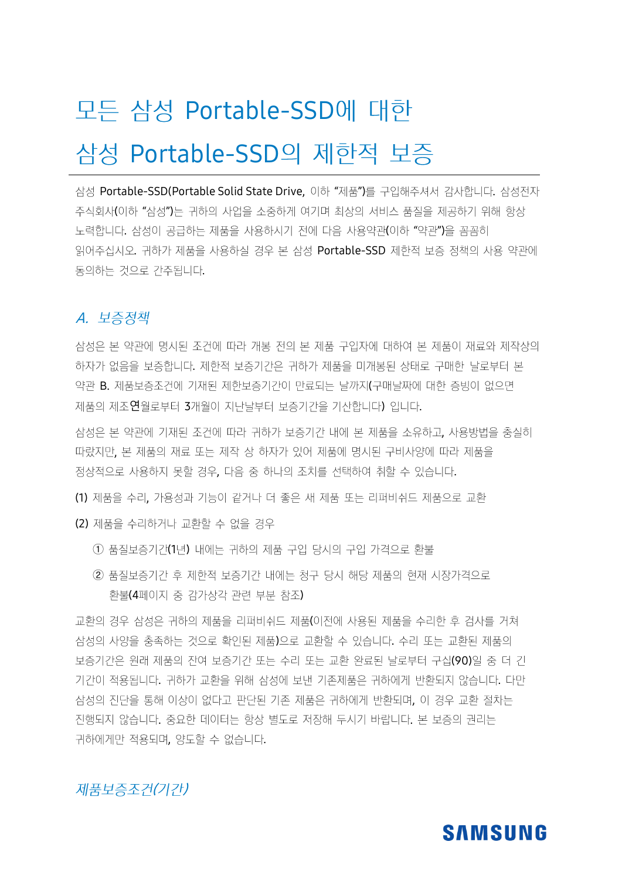# 모든 삼성 Portable-SSD에 대한 삼성 Portable-SSD의 제한적 보증

삼성 Portable-SSD(Portable Solid State Drive, 이하 "제품")를 구입해주셔서 감사합니다. 삼성전자 주식회사(이하 "삼성")는 귀하의 사업을 소중하게 여기며 최상의 서비스 품질을 제공하기 위해 항상 노력합니다. 삼성이 공급하는 제품을 사용하시기 전에 다음 사용약관(이하 "약관")을 꼼꼼히 읽어주십시오. 귀하가 제품을 사용하실 경우 본 삼성 Portable-SSD 제한적 보증 정책의 사용 약관에 동의하는 것으로 간주됩니다.

## *A. 보증정책*

삼성은 본 약관에 명시된 조건에 따라 개봉 전의 본 제품 구입자에 대하여 본 제품이 재료와 제작상의 하자가 없음을 보증합니다. 제한적 보증기간은 귀하가 제품을 미개봉된 상태로 구매한 날로부터 본 약관 B. 제품보증조건에 기재된 제한보증기간이 만료되는 날까지(구매날짜에 대한 증빙이 없으면 제품의 제조연월로부터 3개월이 지난날부터 보증기간을 기산합니다) 입니다.

삼성은 본 약관에 기재된 조건에 따라 귀하가 보증기간 내에 본 제품을 소유하고, 사용방법을 충실히 따랐지만, 본 제품의 재료 또는 제작 상 하자가 있어 제품에 명시된 구비사양에 따라 제품을 정상적으로 사용하지 못할 경우, 다음 중 하나의 조치를 선택하여 취할 수 있습니다.

(1) 제품을 수리, 가용성과 기능이 같거나 더 좋은 새 제품 또는 리퍼비쉬드 제품으로 교환

(2) 제품을 수리하거나 교환할 수 없을 경우

① 품질보증기간(1년) 내에는 귀하의 제품 구입 당시의 구입 가격으로 환불

② 품질보증기간 후 제한적 보증기간 내에는 청구 당시 해당 제품의 현재 시장가격으로 환불(4페이지 중 감가상각 관련 부분 참조)

교환의 경우 삼성은 귀하의 제품을 리퍼비쉬드 제품(이전에 사용된 제품을 수리한 후 검사를 거쳐 삼성의 사양을 충족하는 것으로 확인된 제품)으로 교환할 수 있습니다. 수리 또는 교환된 제품의 보증기간은 원래 제품의 잔여 보증기간 또는 수리 또는 교환 완료된 날로부터 구십(90)일 중 더 긴 기간이 적용됩니다. 귀하가 교환을 위해 삼성에 보낸 기존제품은 귀하에게 반환되지 않습니다. 다만 삼성의 진단을 통해 이상이 없다고 판단된 기존 제품은 귀하에게 반환되며, 이 경우 교환 절차는 진행되지 않습니다. 중요한 데이터는 항상 별도로 저장해 두시기 바랍니다. 본 보증의 권리는 귀하에게만 적용되며, 양도할 수 없습니다.

## *제품보증조건(기간)*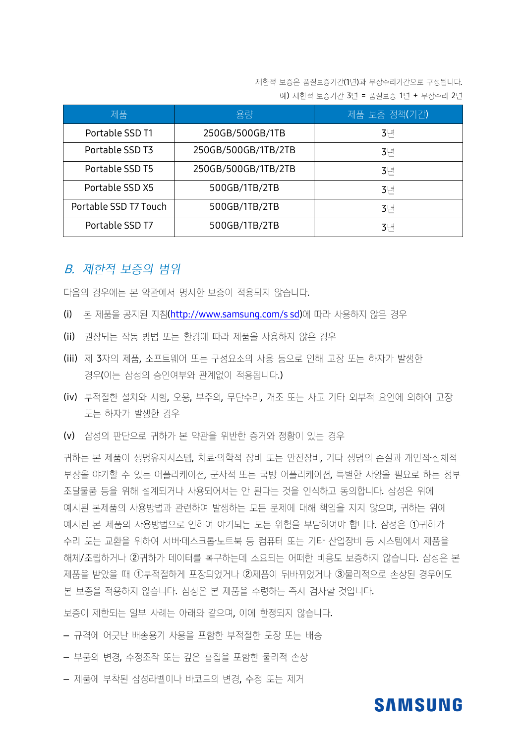제한적 보증은 품질보증기간(1년)과 무상수리기간으로 구성됩니다.
예) 제한적 보증기간 3년 = 품질보증 1년 + 무상수리 2년

| 제품 | 용량 | 제품 보증 정책(기간) |
|---|---|---|
| Portable SSD T1 | 250GB/500GB/1TB | 3년 |
| Portable SSD T3 | 250GB/500GB/1TB/2TB | 3년 |
| Portable SSD T5 | 250GB/500GB/1TB/2TB | 3년 |
| Portable SSD X5 | 500GB/1TB/2TB | 3년 |
| Portable SSD T7 Touch | 500GB/1TB/2TB | 3년 |
| Portable SSD T7 | 500GB/1TB/2TB | 3년 |

## *B. 제한적 보증의 범위*

다음의 경우에는 본 약관에서 명시한 보증이 적용되지 않습니다.

(i) 본 제품을 공지된 지침(http://www.samsung.com/s sd)에 따라 사용하지 않은 경우

(ii) 권장되는 작동 방법 또는 환경에 따라 제품을 사용하지 않은 경우

(iii) 제 3자의 제품, 소프트웨어 또는 구성요소의 사용 등으로 인해 고장 또는 하자가 발생한 경우(이는 삼성의 승인여부와 관계없이 적용됩니다.)

(iv) 부적절한 설치와 시험, 오용, 부주의, 무단수리, 개조 또는 사고 기타 외부적 요인에 의하여 고장 또는 하자가 발생한 경우

(v) 삼성의 판단으로 귀하가 본 약관을 위반한 증거와 정황이 있는 경우

귀하는 본 제품이 생명유지시스템, 치료·의학적 장비 또는 안전장비, 기타 생명의 손실과 개인적·신체적 부상을 야기할 수 있는 어플리케이션, 군사적 또는 국방 어플리케이션, 특별한 사양을 필요로 하는 정부 조달물품 등을 위해 설계되거나 사용되어서는 안 된다는 것을 인식하고 동의합니다. 삼성은 위에 예시된 본제품의 사용방법과 관련하여 발생하는 모든 문제에 대해 책임을 지지 않으며, 귀하는 위에 예시된 본 제품의 사용방법으로 인하여 야기되는 모든 위험을 부담하여야 합니다. 삼성은 ①귀하가 수리 또는 교환을 위하여 서버·데스크톱·노트북 등 컴퓨터 또는 기타 산업장비 등 시스템에서 제품을 해체/조립하거나 ②귀하가 데이터를 복구하는데 소요되는 어떠한 비용도 보증하지 않습니다. 삼성은 본 제품을 받았을 때 ①부적절하게 포장되었거나 ②제품이 뒤바뀌었거나 ③물리적으로 손상된 경우에도 본 보증을 적용하지 않습니다. 삼성은 본 제품을 수령하는 즉시 검사할 것입니다.

보증이 제한되는 일부 사례는 아래와 같으며, 이에 한정되지 않습니다.

- 규격에 어긋난 배송용기 사용을 포함한 부적절한 포장 또는 배송
- 부품의 변경, 수정조작 또는 깊은 흠집을 포함한 물리적 손상
- 제품에 부착된 삼성라벨이나 바코드의 변경, 수정 또는 제거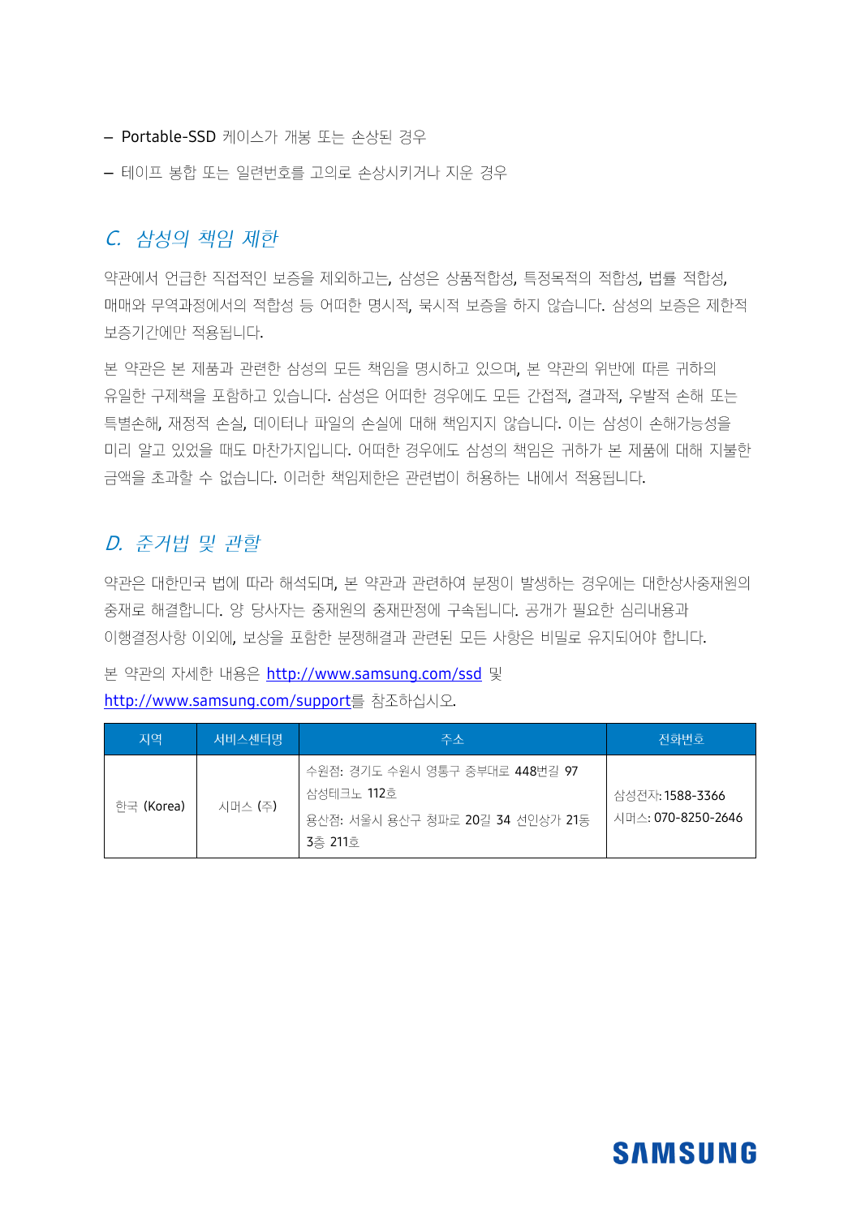- Portable-SSD 케이스가 개봉 또는 손상된 경우
- 테이프 봉합 또는 일련번호를 고의로 손상시키거나 지운 경우

## *C. 삼성의 책임 제한*

약관에서 언급한 직접적인 보증을 제외하고는, 삼성은 상품적합성, 특정목적의 적합성, 법률 적합성, 매매와 무역과정에서의 적합성 등 어떠한 명시적, 묵시적 보증을 하지 않습니다. 삼성의 보증은 제한적 보증기간에만 적용됩니다.

본 약관은 본 제품과 관련한 삼성의 모든 책임을 명시하고 있으며, 본 약관의 위반에 따른 귀하의 유일한 구제책을 포함하고 있습니다. 삼성은 어떠한 경우에도 모든 간접적, 결과적, 우발적 손해 또는 특별손해, 재정적 손실, 데이터나 파일의 손실에 대해 책임지지 않습니다. 이는 삼성이 손해가능성을 미리 알고 있었을 때도 마찬가지입니다. 어떠한 경우에도 삼성의 책임은 귀하가 본 제품에 대해 지불한 금액을 초과할 수 없습니다. 이러한 책임제한은 관련법이 허용하는 내에서 적용됩니다.

## *D. 준거법 및 관할*

약관은 대한민국 법에 따라 해석되며, 본 약관과 관련하여 분쟁이 발생하는 경우에는 대한상사중재원의 중재로 해결합니다. 양 당사자는 중재원의 중재판정에 구속됩니다. 공개가 필요한 심리내용과 이행결정사항 이외에, 보상을 포함한 분쟁해결과 관련된 모든 사항은 비밀로 유지되어야 합니다.

본 약관의 자세한 내용은 http://www.samsung.com/ssd 및 http://www.samsung.com/support를 참조하십시오.

| 지역 | 서비스센터명 | 주소 | 전화번호 |
|---|---|---|---|
| 한국 (Korea) | 시머스 (주) | 수원점: 경기도 수원시 영통구 중부대로 448번길 97 삼성테크노 112호<br>용산점: 서울시 용산구 청파로 20길 34 선인상가 21동 3층 211호 | 삼성전자: 1588-3366<br>시머스: 070-8250-2646 |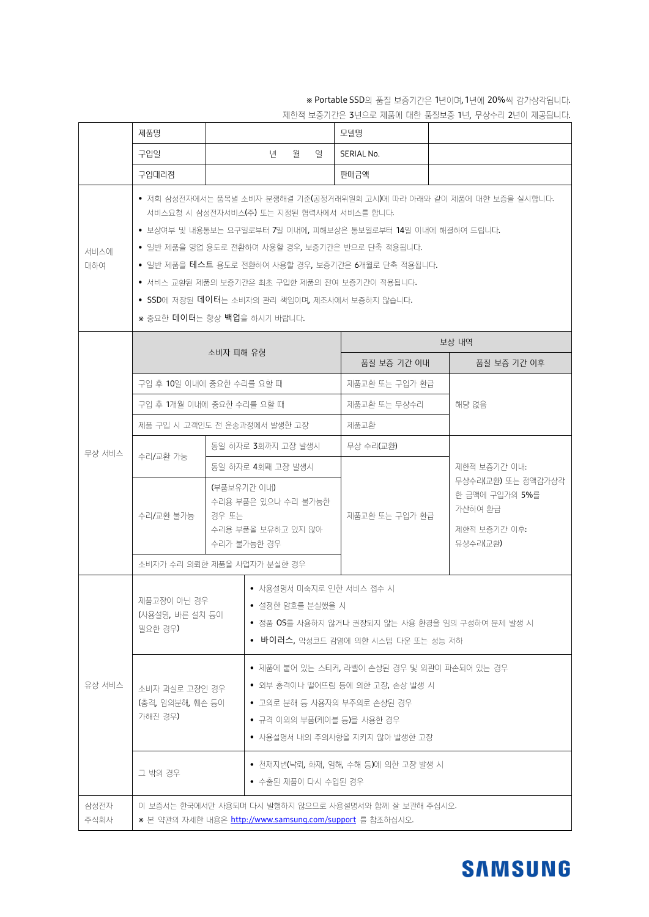※ Portable SSD의 품질 보증기간은 1년이며, 1년에 20%씩 감가상각됩니다.
제한적 보증기간은 3년으로 제품에 대한 품질보증 1년, 무상수리 2년이 제공됩니다.

| | | | | |
|---|---|---|---|---|
| | 제품명 | | 모델명 | |
| | 구입일 | 년 월 일 | SERIAL No. | |
| | 구입대리점 | | 판매금액 | |

**서비스에 대하여**

- 저희 삼성전자에서는 품목별 소비자 분쟁해결 기준(공정거래위원회 고시)에 따라 아래와 같이 제품에 대한 보증을 실시합니다. 서비스요청 시 삼성전자서비스(주) 또는 지정된 협력사에서 서비스를 합니다.
- 보상여부 및 내용통보는 요구일로부터 7일 이내에, 피해보상은 통보일로부터 14일 이내에 해결하여 드립니다.
- 일반 제품을 영업 용도로 전환하여 사용할 경우, 보증기간은 반으로 단축 적용됩니다.
- 일반 제품을 **테스트** 용도로 전환하여 사용할 경우, 보증기간은 6개월로 단축 적용됩니다.
- 서비스 교환된 제품의 보증기간은 최초 구입한 제품의 잔여 보증기간이 적용됩니다.
- SSD에 저장된 **데이터**는 소비자의 관리 책임이며, 제조사에서 보증하지 않습니다.

※ 중요한 **데이터**는 항상 **백업**을 하시기 바랍니다.

**무상 서비스**

| 소비자 피해 유형 | | 보상 내역: 품질 보증 기간 이내 | 보상 내역: 품질 보증 기간 이후 |
|---|---|---|---|
| 구입 후 10일 이내에 중요한 수리를 요할 때 | | 제품교환 또는 구입가 환급 | 해당 없음 |
| 구입 후 1개월 이내에 중요한 수리를 요할 때 | | 제품교환 또는 무상수리 | 해당 없음 |
| 제품 구입 시 고객인도 전 운송과정에서 발생한 고장 | | 제품교환 | 해당 없음 |
| 수리/교환 가능 | 동일 하자로 3회까지 고장 발생시 | 무상 수리(교환) | |
| 수리/교환 가능 | 동일 하자로 4회째 고장 발생시 | 제품교환 또는 구입가 환급 | 제한적 보증기간 이내: 무상수리(교환) 또는 정액감가상각 한 금액에 구입가의 5%를 가산하여 환급<br>제한적 보증기간 이후: 유상수리(교환) |
| 수리/교환 불가능 | (부품보유기간 이내) 수리용 부품은 있으나 수리 불가능한 경우 또는 수리용 부품을 보유하고 있지 않아 수리가 불가능한 경우 | 제품교환 또는 구입가 환급 | 제한적 보증기간 이내: 무상수리(교환) 또는 정액감가상각 한 금액에 구입가의 5%를 가산하여 환급<br>제한적 보증기간 이후: 유상수리(교환) |
| 소비자가 수리 의뢰한 제품을 사업자가 분실한 경우 | | 제품교환 또는 구입가 환급 | 제한적 보증기간 이내: 무상수리(교환) 또는 정액감가상각 한 금액에 구입가의 5%를 가산하여 환급<br>제한적 보증기간 이후: 유상수리(교환) |

**유상 서비스**

| | |
|---|---|
| 제품고장이 아닌 경우 (사용설명, 바른 설치 등이 필요한 경우) | • 사용설명서 미숙지로 인한 서비스 접수 시<br>• 설정한 암호를 분실했을 시<br>• 정품 OS를 사용하지 않거나 권장되지 않는 사용 환경을 임의 구성하여 문제 발생 시<br>• **바이러스**, 악성코드 감염에 의한 시스템 다운 또는 성능 저하 |
| 소비자 과실로 고장인 경우 (충격, 임의분해, 훼손 등이 가해진 경우) | • 제품에 붙어 있는 스티커, 라벨이 손상된 경우 및 외관이 파손되어 있는 경우<br>• 외부 충격이나 떨어뜨림 등에 의한 고장, 손상 발생 시<br>• 고의로 분해 등 사용자의 부주의로 손상된 경우<br>• 규격 이외의 부품(케이블 등)을 사용한 경우<br>• 사용설명서 내의 주의사항을 지키지 않아 발생한 고장 |
| 그 밖의 경우 | • 천재지변(낙뢰, 화재, 염해, 수해 등)에 의한 고장 발생 시<br>• 수출된 제품이 다시 수입된 경우 |

**삼성전자 주식회사**

이 보증서는 한국에서만 사용되며 다시 발행하지 않으므로 사용설명서와 함께 잘 보관해 주십시오.
※ 본 약관의 자세한 내용은 http://www.samsung.com/support 를 참조하십시오.

SAMSUNG